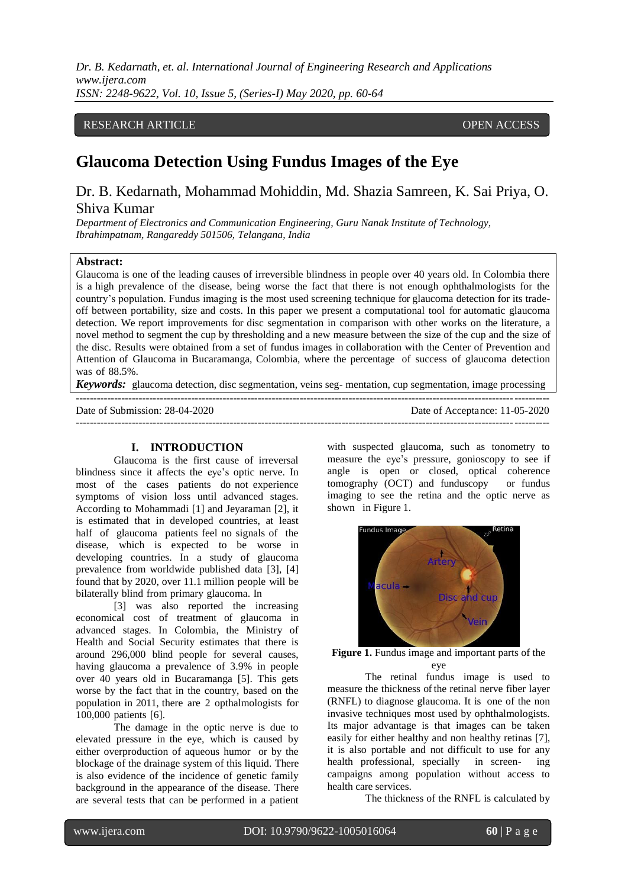RESEARCH ARTICLE OPEN ACCESS

# Glaucoma Detection Using Fundus Images of the Eye

Dr. B. Kedarnath, Mohammad Mohiddin, Md. Shazia Samreen, K. Sai Priya, O. Shiva Kumar

*Department of Electronics and Communication Engineering, Guru Nanak Institute of Technology, Ibrahimpatnam, Rangareddy 501506, Telangana, India*

**Abstract:**
Glaucoma is one of the leading causes of irreversible blindness in people over 40 years old. In Colombia there is a high prevalence of the disease, being worse the fact that there is not enough ophthalmologists for the country's population. Fundus imaging is the most used screening technique for glaucoma detection for its trade-off between portability, size and costs. In this paper we present a computational tool for automatic glaucoma detection. We report improvements for disc segmentation in comparison with other works on the literature, a novel method to segment the cup by thresholding and a new measure between the size of the cup and the size of the disc. Results were obtained from a set of fundus images in collaboration with the Center of Prevention and Attention of Glaucoma in Bucaramanga, Colombia, where the percentage of success of glaucoma detection was of 88.5%.

***Keywords:*** glaucoma detection, disc segmentation, veins seg- mentation, cup segmentation, image processing

---

Date of Submission: 28-04-2020 Date of Acceptance: 11-05-2020

---

## I. INTRODUCTION

Glaucoma is the first cause of irreversal blindness since it affects the eye's optic nerve. In most of the cases patients do not experience symptoms of vision loss until advanced stages. According to Mohammadi [1] and Jeyaraman [2], it is estimated that in developed countries, at least half of glaucoma patients feel no signals of the disease, which is expected to be worse in developing countries. In a study of glaucoma prevalence from worldwide published data [3], [4] found that by 2020, over 11.1 million people will be bilaterally blind from primary glaucoma. In [3] was also reported the increasing economical cost of treatment of glaucoma in advanced stages. In Colombia, the Ministry of Health and Social Security estimates that there is around 296,000 blind people for several causes, having glaucoma a prevalence of 3.9% in people over 40 years old in Bucaramanga [5]. This gets worse by the fact that in the country, based on the population in 2011, there are 2 opthalmologists for 100,000 patients [6].

The damage in the optic nerve is due to elevated pressure in the eye, which is caused by either overproduction of aqueous humor or by the blockage of the drainage system of this liquid. There is also evidence of the incidence of genetic family background in the appearance of the disease. There are several tests that can be performed in a patient with suspected glaucoma, such as tonometry to measure the eye's pressure, gonioscopy to see if angle is open or closed, optical coherence tomography (OCT) and funduscopy or fundus imaging to see the retina and the optic nerve as shown in Figure 1.

**Figure 1.** Fundus image and important parts of the eye

The retinal fundus image is used to measure the thickness of the retinal nerve fiber layer (RNFL) to diagnose glaucoma. It is one of the non invasive techniques most used by ophthalmologists. Its major advantage is that images can be taken easily for either healthy and non healthy retinas [7], it is also portable and not difficult to use for any health professional, specially in screen- ing campaigns among population without access to health care services.

The thickness of the RNFL is calculated by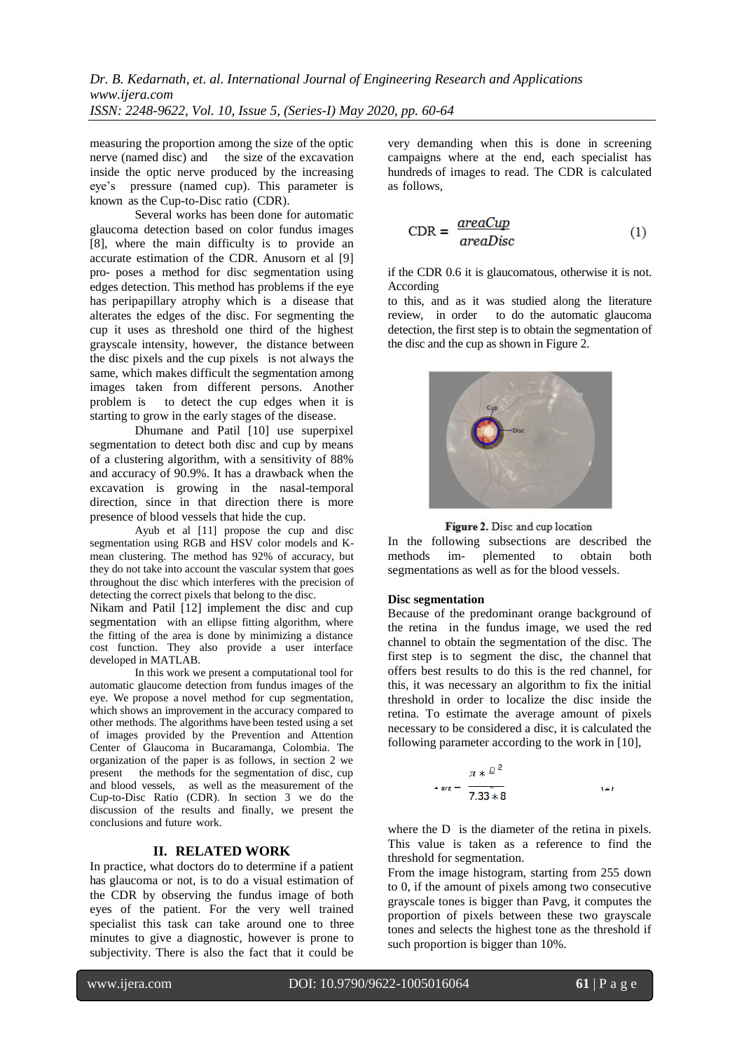measuring the proportion among the size of the optic nerve (named disc) and the size of the excavation inside the optic nerve produced by the increasing eye's pressure (named cup). This parameter is known as the Cup-to-Disc ratio (CDR).

Several works has been done for automatic glaucoma detection based on color fundus images [8], where the main difficulty is to provide an accurate estimation of the CDR. Anusorn et al [9] pro- poses a method for disc segmentation using edges detection. This method has problems if the eye has peripapillary atrophy which is a disease that alterates the edges of the disc. For segmenting the cup it uses as threshold one third of the highest grayscale intensity, however, the distance between the disc pixels and the cup pixels is not always the same, which makes difficult the segmentation among images taken from different persons. Another problem is to detect the cup edges when it is starting to grow in the early stages of the disease.

Dhumane and Patil [10] use superpixel segmentation to detect both disc and cup by means of a clustering algorithm, with a sensitivity of 88% and accuracy of 90.9%. It has a drawback when the excavation is growing in the nasal-temporal direction, since in that direction there is more presence of blood vessels that hide the cup.

Ayub et al [11] propose the cup and disc segmentation using RGB and HSV color models and K-mean clustering. The method has 92% of accuracy, but they do not take into account the vascular system that goes throughout the disc which interferes with the precision of detecting the correct pixels that belong to the disc.

Nikam and Patil [12] implement the disc and cup segmentation with an ellipse fitting algorithm, where the fitting of the area is done by minimizing a distance cost function. They also provide a user interface developed in MATLAB.

In this work we present a computational tool for automatic glaucome detection from fundus images of the eye. We propose a novel method for cup segmentation, which shows an improvement in the accuracy compared to other methods. The algorithms have been tested using a set of images provided by the Prevention and Attention Center of Glaucoma in Bucaramanga, Colombia. The organization of the paper is as follows, in section 2 we present the methods for the segmentation of disc, cup and blood vessels, as well as the measurement of the Cup-to-Disc Ratio (CDR). In section 3 we do the discussion of the results and finally, we present the conclusions and future work.

## II. RELATED WORK

In practice, what doctors do to determine if a patient has glaucoma or not, is to do a visual estimation of the CDR by observing the fundus image of both eyes of the patient. For the very well trained specialist this task can take around one to three minutes to give a diagnostic, however is prone to subjectivity. There is also the fact that it could be very demanding when this is done in screening campaigns where at the end, each specialist has hundreds of images to read. The CDR is calculated as follows,

$$\text{CDR} = \frac{areaCup}{areaDisc} \tag{1}$$

if the CDR 0.6 it is glaucomatous, otherwise it is not. According

to this, and as it was studied along the literature review, in order to do the automatic glaucoma detection, the first step is to obtain the segmentation of the disc and the cup as shown in Figure 2.

**Figure 2.** Disc and cup location

In the following subsections are described the methods im- plemented to obtain both segmentations as well as for the blood vessels.

### Disc segmentation

Because of the predominant orange background of the retina in the fundus image, we used the red channel to obtain the segmentation of the disc. The first step is to segment the disc, the channel that offers best results to do this is the red channel, for this, it was necessary an algorithm to fix the initial threshold in order to localize the disc inside the retina. To estimate the average amount of pixels necessary to be considered a disc, it is calculated the following parameter according to the work in [10],

$$P_{avg} = \frac{\pi * \frac{D}{2}^{2}}{7.33 * 8} \tag{2}$$

where the D is the diameter of the retina in pixels. This value is taken as a reference to find the threshold for segmentation.

From the image histogram, starting from 255 down to 0, if the amount of pixels among two consecutive grayscale tones is bigger than Pavg, it computes the proportion of pixels between these two grayscale tones and selects the highest tone as the threshold if such proportion is bigger than 10%.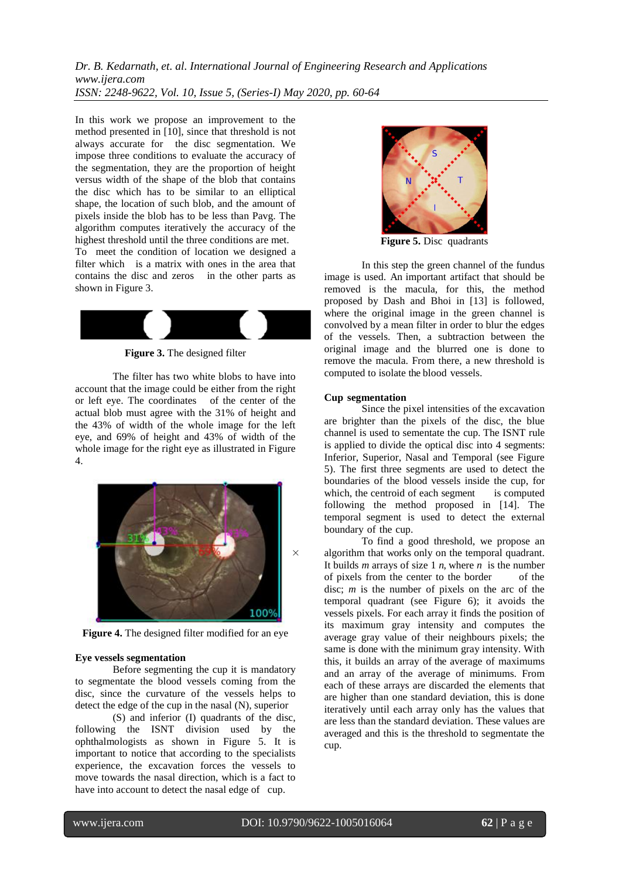In this work we propose an improvement to the method presented in [10], since that threshold is not always accurate for the disc segmentation. We impose three conditions to evaluate the accuracy of the segmentation, they are the proportion of height versus width of the shape of the blob that contains the disc which has to be similar to an elliptical shape, the location of such blob, and the amount of pixels inside the blob has to be less than Pavg. The algorithm computes iteratively the accuracy of the highest threshold until the three conditions are met.

To meet the condition of location we designed a filter which is a matrix with ones in the area that contains the disc and zeros in the other parts as shown in Figure 3.

**Figure 3.** The designed filter

The filter has two white blobs to have into account that the image could be either from the right or left eye. The coordinates of the center of the actual blob must agree with the 31% of height and the 43% of width of the whole image for the left eye, and 69% of height and 43% of width of the whole image for the right eye as illustrated in Figure 4.

**Figure 4.** The designed filter modified for an eye

**Eye vessels segmentation**

Before segmenting the cup it is mandatory to segmentate the blood vessels coming from the disc, since the curvature of the vessels helps to detect the edge of the cup in the nasal (N), superior (S) and inferior (I) quadrants of the disc, following the ISNT division used by the ophthalmologists as shown in Figure 5. It is important to notice that according to the specialists experience, the excavation forces the vessels to move towards the nasal direction, which is a fact to have into account to detect the nasal edge of cup.

**Figure 5.** Disc quadrants

In this step the green channel of the fundus image is used. An important artifact that should be removed is the macula, for this, the method proposed by Dash and Bhoi in [13] is followed, where the original image in the green channel is convolved by a mean filter in order to blur the edges of the vessels. Then, a subtraction between the original image and the blurred one is done to remove the macula. From there, a new threshold is computed to isolate the blood vessels.

**Cup segmentation**

Since the pixel intensities of the excavation are brighter than the pixels of the disc, the blue channel is used to sementate the cup. The ISNT rule is applied to divide the optical disc into 4 segments: Inferior, Superior, Nasal and Temporal (see Figure 5). The first three segments are used to detect the boundaries of the blood vessels inside the cup, for which, the centroid of each segment is computed following the method proposed in [14]. The temporal segment is used to detect the external boundary of the cup.

To find a good threshold, we propose an algorithm that works only on the temporal quadrant. It builds *m* arrays of size 1 *n*, where *n* is the number of pixels from the center to the border of the disc; *m* is the number of pixels on the arc of the temporal quadrant (see Figure 6); it avoids the vessels pixels. For each array it finds the position of its maximum gray intensity and computes the average gray value of their neighbours pixels; the same is done with the minimum gray intensity. With this, it builds an array of the average of maximums and an array of the average of minimums. From each of these arrays are discarded the elements that are higher than one standard deviation, this is done iteratively until each array only has the values that are less than the standard deviation. These values are averaged and this is the threshold to segmentate the cup.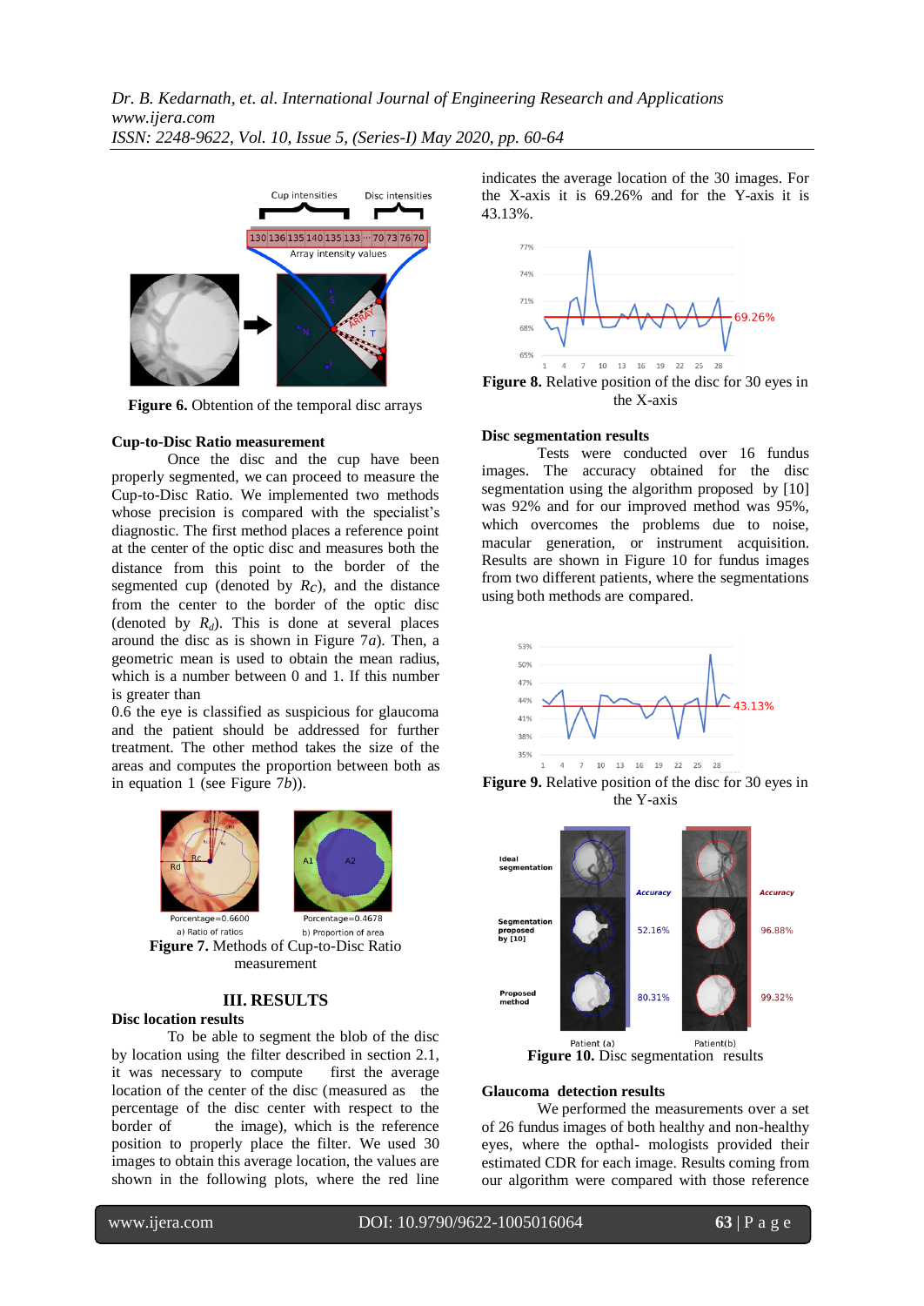Figure 6. Obtention of the temporal disc arrays

**Cup-to-Disc Ratio measurement**

Once the disc and the cup have been properly segmented, we can proceed to measure the Cup-to-Disc Ratio. We implemented two methods whose precision is compared with the specialist's diagnostic. The first method places a reference point at the center of the optic disc and measures both the distance from this point to the border of the segmented cup (denoted by $R_C$), and the distance from the center to the border of the optic disc (denoted by $R_d$). This is done at several places around the disc as is shown in Figure 7*a*). Then, a geometric mean is used to obtain the mean radius, which is a number between 0 and 1. If this number is greater than 0.6 the eye is classified as suspicious for glaucoma and the patient should be addressed for further treatment. The other method takes the size of the areas and computes the proportion between both as in equation 1 (see Figure 7*b*)).

Figure 7. Methods of Cup-to-Disc Ratio measurement

## III. RESULTS

**Disc location results**

To be able to segment the blob of the disc by location using the filter described in section 2.1, it was necessary to compute first the average location of the center of the disc (measured as the percentage of the disc center with respect to the border of the image), which is the reference position to properly place the filter. We used 30 images to obtain this average location, the values are shown in the following plots, where the red line indicates the average location of the 30 images. For the X-axis it is 69.26% and for the Y-axis it is 43.13%.

Figure 8. Relative position of the disc for 30 eyes in the X-axis

Figure 9. Relative position of the disc for 30 eyes in the Y-axis

**Disc segmentation results**

Tests were conducted over 16 fundus images. The accuracy obtained for the disc segmentation using the algorithm proposed by [10] was 92% and for our improved method was 95%, which overcomes the problems due to noise, macular generation, or instrument acquisition. Results are shown in Figure 10 for fundus images from two different patients, where the segmentations using both methods are compared.

Figure 10. Disc segmentation results

**Glaucoma detection results**

We performed the measurements over a set of 26 fundus images of both healthy and non-healthy eyes, where the opthal- mologists provided their estimated CDR for each image. Results coming from our algorithm were compared with those reference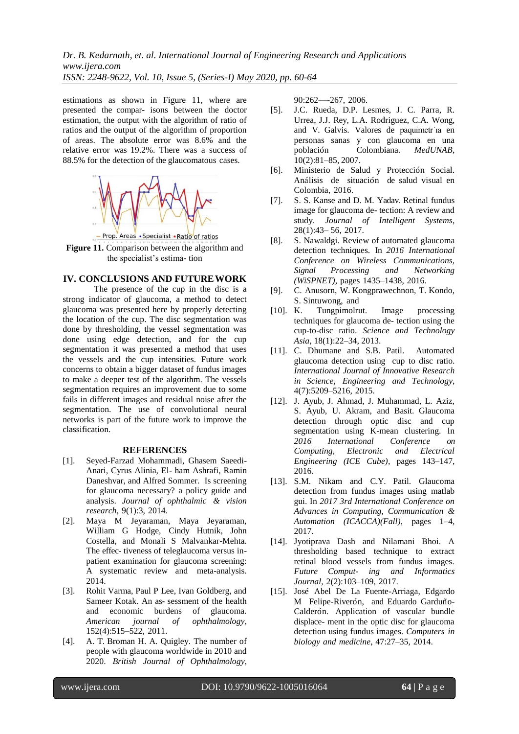estimations as shown in Figure 11, where are presented the compar- isons between the doctor estimation, the output with the algorithm of ratio of ratios and the output of the algorithm of proportion of areas. The absolute error was 8.6% and the relative error was 19.2%. There was a success of 88.5% for the detection of the glaucomatous cases.

Prop. Areas • Specialist • Ratio of ratios

**Figure 11.** Comparison between the algorithm and the specialist's estima- tion

## IV. CONCLUSIONS AND FUTURE WORK

The presence of the cup in the disc is a strong indicator of glaucoma, a method to detect glaucoma was presented here by properly detecting the location of the cup. The disc segmentation was done by thresholding, the vessel segmentation was done using edge detection, and for the cup segmentation it was presented a method that uses the vessels and the cup intensities. Future work concerns to obtain a bigger dataset of fundus images to make a deeper test of the algorithm. The vessels segmentation requires an improvement due to some fails in different images and residual noise after the segmentation. The use of convolutional neural networks is part of the future work to improve the classification.

## REFERENCES

[1]. Seyed-Farzad Mohammadi, Ghasem Saeedi-Anari, Cyrus Alinia, El- ham Ashrafi, Ramin Daneshvar, and Alfred Sommer. Is screening for glaucoma necessary? a policy guide and analysis. *Journal of ophthalmic & vision research*, 9(1):3, 2014.

[2]. Maya M Jeyaraman, Maya Jeyaraman, William G Hodge, Cindy Hutnik, John Costella, and Monali S Malvankar-Mehta. The effec- tiveness of teleglaucoma versus in-patient examination for glaucoma screening: A systematic review and meta-analysis. 2014.

[3]. Rohit Varma, Paul P Lee, Ivan Goldberg, and Sameer Kotak. An as- sessment of the health and economic burdens of glaucoma. *American journal of ophthalmology*, 152(4):515–522, 2011.

[4]. A. T. Broman H. A. Quigley. The number of people with glaucoma worldwide in 2010 and 2020. *British Journal of Ophthalmology*, 90:262—-267, 2006.

[5]. J.C. Rueda, D.P. Lesmes, J. C. Parra, R. Urrea, J.J. Rey, L.A. Rodriguez, C.A. Wong, and V. Galvis. Valores de paquimetr´ıa en personas sanas y con glaucoma en una población Colombiana. *MedUNAB*, 10(2):81–85, 2007.

[6]. Ministerio de Salud y Protección Social. Análisis de situación de salud visual en Colombia, 2016.

[7]. S. S. Kanse and D. M. Yadav. Retinal fundus image for glaucoma de- tection: A review and study. *Journal of Intelligent Systems*, 28(1):43– 56, 2017.

[8]. S. Nawaldgi. Review of automated glaucoma detection techniques. In *2016 International Conference on Wireless Communications, Signal Processing and Networking (WiSPNET)*, pages 1435–1438, 2016.

[9]. C. Anusorn, W. Kongprawechnon, T. Kondo, S. Sintuwong, and

[10]. K. Tungpimolrut. Image processing techniques for glaucoma de- tection using the cup-to-disc ratio. *Science and Technology Asia*, 18(1):22–34, 2013.

[11]. C. Dhumane and S.B. Patil. Automated glaucoma detection using cup to disc ratio. *International Journal of Innovative Research in Science, Engineering and Technology*, 4(7):5209–5216, 2015.

[12]. J. Ayub, J. Ahmad, J. Muhammad, L. Aziz, S. Ayub, U. Akram, and Basit. Glaucoma detection through optic disc and cup segmentation using K-mean clustering. In *2016 International Conference on Computing, Electronic and Electrical Engineering (ICE Cube)*, pages 143–147, 2016.

[13]. S.M. Nikam and C.Y. Patil. Glaucoma detection from fundus images using matlab gui. In *2017 3rd International Conference on Advances in Computing, Communication & Automation (ICACCA)(Fall)*, pages 1–4, 2017.

[14]. Jyotiprava Dash and Nilamani Bhoi. A thresholding based technique to extract retinal blood vessels from fundus images. *Future Comput- ing and Informatics Journal*, 2(2):103–109, 2017.

[15]. José Abel De La Fuente-Arriaga, Edgardo M Felipe-Riverón, and Eduardo Garduño-Calderón. Application of vascular bundle displace- ment in the optic disc for glaucoma detection using fundus images. *Computers in biology and medicine*, 47:27–35, 2014.